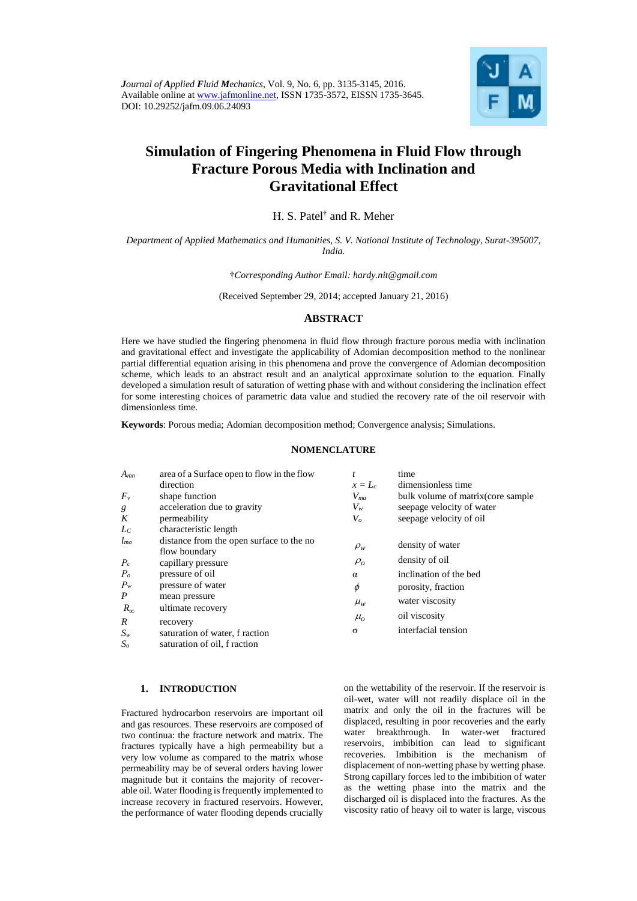*Journal of Applied Fluid Mechanics*, Vol. 9, No. 6, pp. 3135-3145, 2016.
Available online at www.jafmonline.net, ISSN 1735-3572, EISSN 1735-3645.
DOI: 10.29252/jafm.09.06.24093

# Simulation of Fingering Phenomena in Fluid Flow through Fracture Porous Media with Inclination and Gravitational Effect

H. S. Patel† and R. Meher

*Department of Applied Mathematics and Humanities, S. V. National Institute of Technology, Surat-395007, India.*

†*Corresponding Author Email: hardy.nit@gmail.com*

(Received September 29, 2014; accepted January 21, 2016)

## ABSTRACT

Here we have studied the fingering phenomena in fluid flow through fracture porous media with inclination and gravitational effect and investigate the applicability of Adomian decomposition method to the nonlinear partial differential equation arising in this phenomena and prove the convergence of Adomian decomposition scheme, which leads to an abstract result and an analytical approximate solution to the equation. Finally developed a simulation result of saturation of wetting phase with and without considering the inclination effect for some interesting choices of parametric data value and studied the recovery rate of the oil reservoir with dimensionless time.

**Keywords**: Porous media; Adomian decomposition method; Convergence analysis; Simulations.

## NOMENCLATURE

| | | | |
|---|---|---|---|
| $A_{mn}$ | area of a Surface open to flow in the flow direction | $t$ | time |
| $F_v$ | shape function | $x = L_c$ | dimensionless time |
| $g$ | acceleration due to gravity | $V_{ma}$ | bulk volume of matrix(core sample |
| $K$ | permeability | $V_w$ | seepage velocity of water |
| $L_C$ | characteristic length | $V_o$ | seepage velocity of oil |
| $l_{ma}$ | distance from the open surface to the no flow boundary | $\rho_w$ | density of water |
| $P_c$ | capillary pressure | $\rho_o$ | density of oil |
| $P_o$ | pressure of oil | $\alpha$ | inclination of the bed |
| $P_w$ | pressure of water | $\phi$ | porosity, fraction |
| $P$ | mean pressure | $\mu_w$ | water viscosity |
| $R_\infty$ | ultimate recovery | $\mu_o$ | oil viscosity |
| $R$ | recovery | $\sigma$ | interfacial tension |
| $S_w$ | saturation of water, f raction | | |
| $S_o$ | saturation of oil, f raction | | |

## 1. INTRODUCTION

Fractured hydrocarbon reservoirs are important oil and gas resources. These reservoirs are composed of two continua: the fracture network and matrix. The fractures typically have a high permeability but a very low volume as compared to the matrix whose permeability may be of several orders having lower magnitude but it contains the majority of recoverable oil. Water flooding is frequently implemented to increase recovery in fractured reservoirs. However, the performance of water flooding depends crucially on the wettability of the reservoir. If the reservoir is oil-wet, water will not readily displace oil in the matrix and only the oil in the fractures will be displaced, resulting in poor recoveries and the early water breakthrough. In water-wet fractured reservoirs, imbibition can lead to significant recoveries. Imbibition is the mechanism of displacement of non-wetting phase by wetting phase. Strong capillary forces led to the imbibition of water as the wetting phase into the matrix and the discharged oil is displaced into the fractures. As the viscosity ratio of heavy oil to water is large, viscous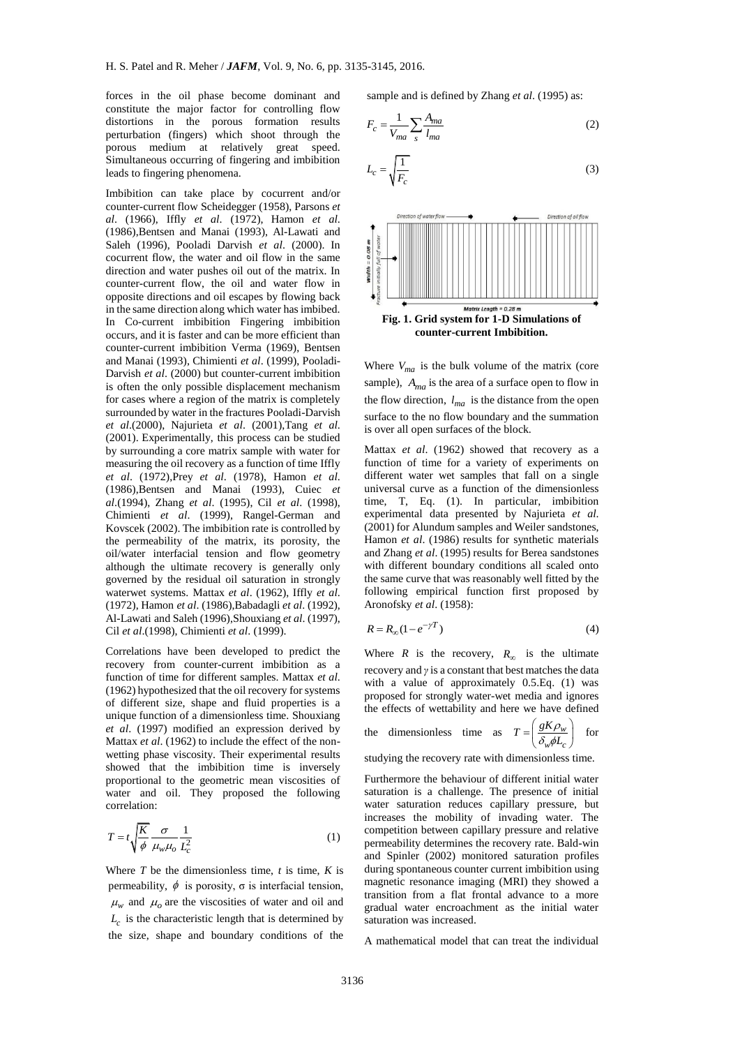forces in the oil phase become dominant and constitute the major factor for controlling flow distortions in the porous formation results perturbation (fingers) which shoot through the porous medium at relatively great speed. Simultaneous occurring of fingering and imbibition leads to fingering phenomena.

Imbibition can take place by cocurrent and/or counter-current flow Scheidegger (1958), Parsons *et al*. (1966), Iffly *et al*. (1972), Hamon *et al*. (1986),Bentsen and Manai (1993), Al-Lawati and Saleh (1996), Pooladi Darvish *et al*. (2000). In cocurrent flow, the water and oil flow in the same direction and water pushes oil out of the matrix. In counter-current flow, the oil and water flow in opposite directions and oil escapes by flowing back in the same direction along which water has imbibed. In Co-current imbibition Fingering imbibition occurs, and it is faster and can be more efficient than counter-current imbibition Verma (1969), Bentsen and Manai (1993), Chimienti *et al*. (1999), Pooladi-Darvish *et al*. (2000) but counter-current imbibition is often the only possible displacement mechanism for cases where a region of the matrix is completely surrounded by water in the fractures Pooladi-Darvish *et al*.(2000), Najurieta *et al*. (2001),Tang *et al*. (2001). Experimentally, this process can be studied by surrounding a core matrix sample with water for measuring the oil recovery as a function of time Iffly *et al*. (1972),Prey *et al*. (1978), Hamon *et al*. (1986),Bentsen and Manai (1993), Cuiec *et al*.(1994), Zhang *et al*. (1995), Cil *et al*. (1998), Chimienti *et al*. (1999), Rangel-German and Kovscek (2002). The imbibition rate is controlled by the permeability of the matrix, its porosity, the oil/water interfacial tension and flow geometry although the ultimate recovery is generally only governed by the residual oil saturation in strongly waterwet systems. Mattax *et al*. (1962), Iffly *et al*. (1972), Hamon *et al*. (1986),Babadagli *et al*. (1992), Al-Lawati and Saleh (1996),Shouxiang *et al*. (1997), Cil *et al*.(1998), Chimienti *et al*. (1999).

Correlations have been developed to predict the recovery from counter-current imbibition as a function of time for different samples. Mattax *et al*. (1962) hypothesized that the oil recovery for systems of different size, shape and fluid properties is a unique function of a dimensionless time. Shouxiang *et al*. (1997) modified an expression derived by Mattax *et al*. (1962) to include the effect of the non-wetting phase viscosity. Their experimental results showed that the imbibition time is inversely proportional to the geometric mean viscosities of water and oil. They proposed the following correlation:

$$T = t\sqrt{\frac{K}{\phi}}\frac{\sigma}{\mu_w \mu_o}\frac{1}{L_c^2} \tag{1}$$

Where $T$ be the dimensionless time, $t$ is time, $K$ is permeability, $\phi$ is porosity, $\sigma$ is interfacial tension, $\mu_w$ and $\mu_o$ are the viscosities of water and oil and $L_c$ is the characteristic length that is determined by the size, shape and boundary conditions of the sample and is defined by Zhang *et al*. (1995) as:

$$F_c = \frac{1}{V_{ma}}\sum_s \frac{A_{ma}}{l_{ma}} \tag{2}$$

$$L_c = \sqrt{\frac{1}{F_c}} \tag{3}$$

**Fig. 1. Grid system for 1-D Simulations of counter-current Imbibition.**

Where $V_{ma}$ is the bulk volume of the matrix (core sample), $A_{ma}$ is the area of a surface open to flow in the flow direction, $l_{ma}$ is the distance from the open surface to the no flow boundary and the summation is over all open surfaces of the block.

Mattax *et al*. (1962) showed that recovery as a function of time for a variety of experiments on different water wet samples that fall on a single universal curve as a function of the dimensionless time, T, Eq. (1). In particular, imbibition experimental data presented by Najurieta *et al*. (2001) for Alundum samples and Weiler sandstones, Hamon *et al*. (1986) results for synthetic materials and Zhang *et al*. (1995) results for Berea sandstones with different boundary conditions all scaled onto the same curve that was reasonably well fitted by the following empirical function first proposed by Aronofsky *et al*. (1958):

$$R = R_\infty(1 - e^{-\gamma T}) \tag{4}$$

Where $R$ is the recovery, $R_\infty$ is the ultimate recovery and $\gamma$ is a constant that best matches the data with a value of approximately 0.5.Eq. (1) was proposed for strongly water-wet media and ignores the effects of wettability and here we have defined the dimensionless time as $T = \left(\frac{gK\rho_w}{\delta_w \phi L_c}\right)$ for studying the recovery rate with dimensionless time.

Furthermore the behaviour of different initial water saturation is a challenge. The presence of initial water saturation reduces capillary pressure, but increases the mobility of invading water. The competition between capillary pressure and relative permeability determines the recovery rate. Bald-win and Spinler (2002) monitored saturation profiles during spontaneous counter current imbibition using magnetic resonance imaging (MRI) they showed a transition from a flat frontal advance to a more gradual water encroachment as the initial water saturation was increased.

A mathematical model that can treat the individual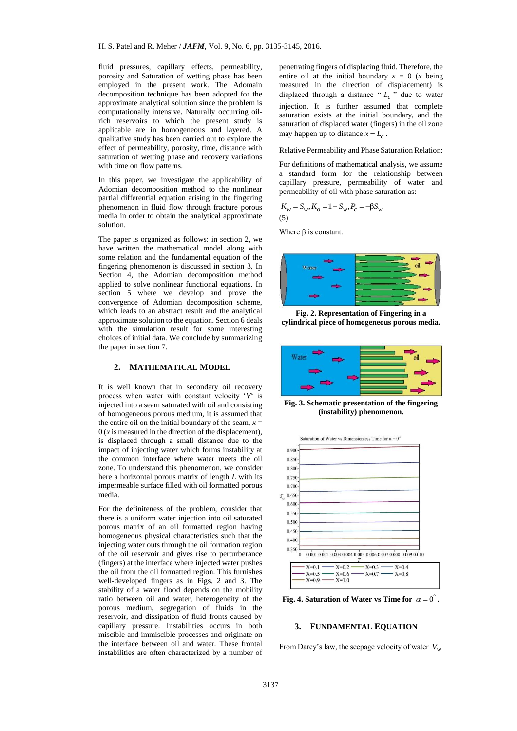fluid pressures, capillary effects, permeability, porosity and Saturation of wetting phase has been employed in the present work. The Adomain decomposition technique has been adopted for the approximate analytical solution since the problem is computationally intensive. Naturally occurring oil-rich reservoirs to which the present study is applicable are in homogeneous and layered. A qualitative study has been carried out to explore the effect of permeability, porosity, time, distance with saturation of wetting phase and recovery variations with time on flow patterns.

In this paper, we investigate the applicability of Adomian decomposition method to the nonlinear partial differential equation arising in the fingering phenomenon in fluid flow through fracture porous media in order to obtain the analytical approximate solution.

The paper is organized as follows: in section 2, we have written the mathematical model along with some relation and the fundamental equation of the fingering phenomenon is discussed in section 3, In Section 4, the Adomian decomposition method applied to solve nonlinear functional equations. In section 5 where we develop and prove the convergence of Adomian decomposition scheme, which leads to an abstract result and the analytical approximate solution to the equation. Section 6 deals with the simulation result for some interesting choices of initial data. We conclude by summarizing the paper in section 7.

## 2. MATHEMATICAL MODEL

It is well known that in secondary oil recovery process when water with constant velocity '$V$' is injected into a seam saturated with oil and consisting of homogeneous porous medium, it is assumed that the entire oil on the initial boundary of the seam, $x = 0$ ($x$ is measured in the direction of the displacement), is displaced through a small distance due to the impact of injecting water which forms instability at the common interface where water meets the oil zone. To understand this phenomenon, we consider here a horizontal porous matrix of length $L$ with its impermeable surface filled with oil formatted porous media.

For the definiteness of the problem, consider that there is a uniform water injection into oil saturated porous matrix of an oil formatted region having homogeneous physical characteristics such that the injecting water outs through the oil formation region of the oil reservoir and gives rise to perturberance (fingers) at the interface where injected water pushes the oil from the oil formatted region. This furnishes well-developed fingers as in Figs. 2 and 3. The stability of a water flood depends on the mobility ratio between oil and water, heterogeneity of the porous medium, segregation of fluids in the reservoir, and dissipation of fluid fronts caused by capillary pressure. Instabilities occurs in both miscible and immiscible processes and originate on the interface between oil and water. These frontal instabilities are often characterized by a number of penetrating fingers of displacing fluid. Therefore, the entire oil at the initial boundary $x = 0$ ($x$ being measured in the direction of displacement) is displaced through a distance "$L_c$" due to water injection. It is further assumed that complete saturation exists at the initial boundary, and the saturation of displaced water (fingers) in the oil zone may happen up to distance $x = L_c$.

Relative Permeability and Phase Saturation Relation:

For definitions of mathematical analysis, we assume a standard form for the relationship between capillary pressure, permeability of water and permeability of oil with phase saturation as:

$$K_w = S_w, K_o = 1 - S_w, P_c = -\beta S_w \tag{5}$$

Where β is constant.

**Fig. 2. Representation of Fingering in a cylindrical piece of homogeneous porous media.**

**Fig. 3. Schematic presentation of the fingering (instability) phenomenon.**

**Fig. 4. Saturation of Water vs Time for $\alpha = 0^\circ$.**

## 3. FUNDAMENTAL EQUATION

From Darcy's law, the seepage velocity of water $V_w$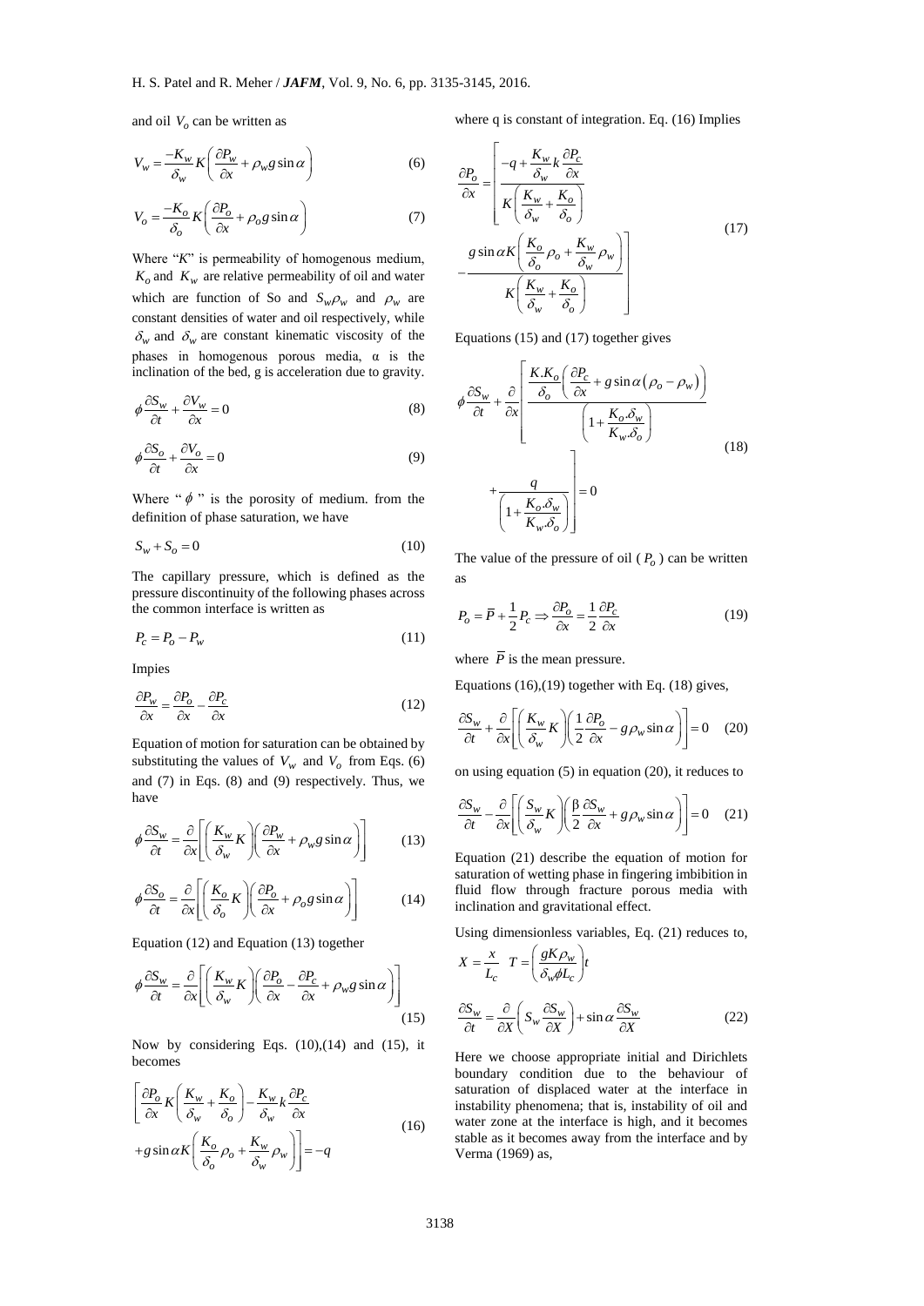and oil $V_o$ can be written as

$$V_w = \frac{-K_w}{\delta_w} K\left(\frac{\partial P_w}{\partial x} + \rho_w g \sin\alpha\right) \tag{6}$$

$$V_o = \frac{-K_o}{\delta_o} K\left(\frac{\partial P_o}{\partial x} + \rho_o g \sin\alpha\right) \tag{7}$$

Where "$K$" is permeability of homogenous medium, $K_o$ and $K_w$ are relative permeability of oil and water which are function of So and $S_w \rho_w$ and $\rho_w$ are constant densities of water and oil respectively, while $\delta_w$ and $\delta_w$ are constant kinematic viscosity of the phases in homogenous porous media, α is the inclination of the bed, g is acceleration due to gravity.

$$\phi\frac{\partial S_w}{\partial t} + \frac{\partial V_w}{\partial x} = 0 \tag{8}$$

$$\phi\frac{\partial S_o}{\partial t} + \frac{\partial V_o}{\partial x} = 0 \tag{9}$$

Where "$\phi$" is the porosity of medium. from the definition of phase saturation, we have

$$S_w + S_o = 0 \tag{10}$$

The capillary pressure, which is defined as the pressure discontinuity of the following phases across the common interface is written as

$$P_c = P_o - P_w \tag{11}$$

Impies

$$\frac{\partial P_w}{\partial x} = \frac{\partial P_o}{\partial x} - \frac{\partial P_c}{\partial x} \tag{12}$$

Equation of motion for saturation can be obtained by substituting the values of $V_w$ and $V_o$ from Eqs. (6) and (7) in Eqs. (8) and (9) respectively. Thus, we have

$$\phi\frac{\partial S_w}{\partial t} = \frac{\partial}{\partial x}\left[\left(\frac{K_w}{\delta_w}K\right)\left(\frac{\partial P_w}{\partial x} + \rho_w g \sin\alpha\right)\right] \tag{13}$$

$$\phi\frac{\partial S_o}{\partial t} = \frac{\partial}{\partial x}\left[\left(\frac{K_o}{\delta_o}K\right)\left(\frac{\partial P_o}{\partial x} + \rho_o g \sin\alpha\right)\right] \tag{14}$$

Equation (12) and Equation (13) together

$$\phi\frac{\partial S_w}{\partial t} = \frac{\partial}{\partial x}\left[\left(\frac{K_w}{\delta_w}K\right)\left(\frac{\partial P_o}{\partial x} - \frac{\partial P_c}{\partial x} + \rho_w g \sin\alpha\right)\right] \tag{15}$$

Now by considering Eqs. (10),(14) and (15), it becomes

$$\left[\frac{\partial P_o}{\partial x}K\left(\frac{K_w}{\delta_w} + \frac{K_o}{\delta_o}\right) - \frac{K_w}{\delta_w}k\frac{\partial P_c}{\partial x} + g\sin\alpha K\left(\frac{K_o}{\delta_o}\rho_o + \frac{K_w}{\delta_w}\rho_w\right)\right] = -q \tag{16}$$

where q is constant of integration. Eq. (16) Implies

$$\frac{\partial P_o}{\partial x} = \left[\frac{-q + \frac{K_w}{\delta_w}k\frac{\partial P_c}{\partial x}}{K\left(\frac{K_w}{\delta_w} + \frac{K_o}{\delta_o}\right)} - \frac{g\sin\alpha K\left(\frac{K_o}{\delta_o}\rho_o + \frac{K_w}{\delta_w}\rho_w\right)}{K\left(\frac{K_w}{\delta_w} + \frac{K_o}{\delta_o}\right)}\right] \tag{17}$$

Equations (15) and (17) together gives

$$\phi\frac{\partial S_w}{\partial t} + \frac{\partial}{\partial x}\left[\frac{\frac{K.K_o}{\delta_o}\left(\frac{\partial P_c}{\partial x} + g\sin\alpha\left(\rho_o - \rho_w\right)\right)}{\left(1 + \frac{K_o.\delta_w}{K_w.\delta_o}\right)} + \frac{q}{\left(1 + \frac{K_o.\delta_w}{K_w.\delta_o}\right)}\right] = 0 \tag{18}$$

The value of the pressure of oil ($P_o$) can be written as

$$P_o = \bar{P} + \frac{1}{2}P_c \Rightarrow \frac{\partial P_o}{\partial x} = \frac{1}{2}\frac{\partial P_c}{\partial x} \tag{19}$$

where $\bar{P}$ is the mean pressure.

Equations (16),(19) together with Eq. (18) gives,

$$\frac{\partial S_w}{\partial t} + \frac{\partial}{\partial x}\left[\left(\frac{K_w}{\delta_w}K\right)\left(\frac{1}{2}\frac{\partial P_o}{\partial x} - g\rho_w \sin\alpha\right)\right] = 0 \tag{20}$$

on using equation (5) in equation (20), it reduces to

$$\frac{\partial S_w}{\partial t} - \frac{\partial}{\partial x}\left[\left(\frac{S_w}{\delta_w}K\right)\left(\frac{\beta}{2}\frac{\partial S_w}{\partial x} + g\rho_w \sin\alpha\right)\right] = 0 \tag{21}$$

Equation (21) describe the equation of motion for saturation of wetting phase in fingering imbibition in fluid flow through fracture porous media with inclination and gravitational effect.

Using dimensionless variables, Eq. (21) reduces to,

$$X = \frac{x}{L_c} \quad T = \left(\frac{gK\rho_w}{\delta_w \phi L_c}\right)t$$

$$\frac{\partial S_w}{\partial t} = \frac{\partial}{\partial X}\left(S_w\frac{\partial S_w}{\partial X}\right) + \sin\alpha\frac{\partial S_w}{\partial X} \tag{22}$$

Here we choose appropriate initial and Dirichlets boundary condition due to the behaviour of saturation of displaced water at the interface in instability phenomena; that is, instability of oil and water zone at the interface is high, and it becomes stable as it becomes away from the interface and by Verma (1969) as,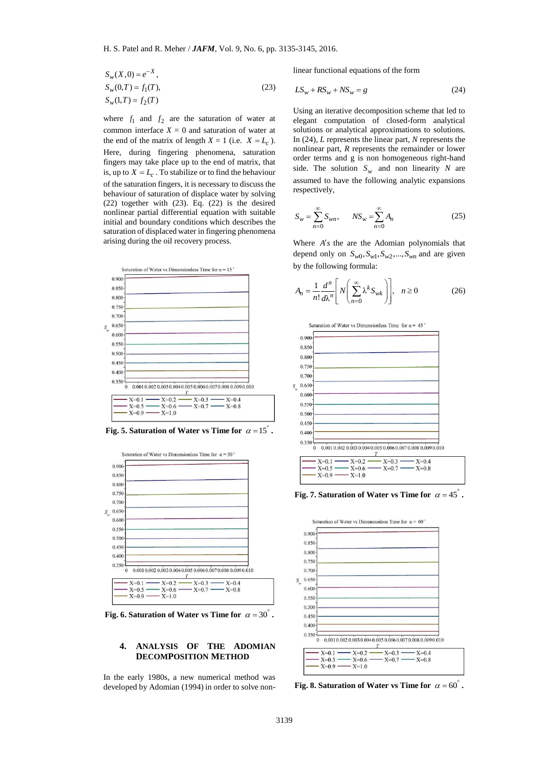$$
\begin{aligned}
S_w(X,0) &= e^{-X}, \\
S_w(0,T) &= f_1(T), \\
S_w(1,T) &= f_2(T)
\end{aligned}
\tag{23}
$$

where $f_1$ and $f_2$ are the saturation of water at common interface $X = 0$ and saturation of water at the end of the matrix of length $X = 1$ (i.e. $X = L_c$). Here, during fingering phenomena, saturation fingers may take place up to the end of matrix, that is, up to $X = L_c$. To stabilize or to find the behaviour of the saturation fingers, it is necessary to discuss the behaviour of saturation of displace water by solving (22) together with (23). Eq. (22) is the desired nonlinear partial differential equation with suitable initial and boundary conditions which describes the saturation of displaced water in fingering phenomena arising during the oil recovery process.

**Fig. 5. Saturation of Water vs Time for $\alpha = 15^\circ$.**

**Fig. 6. Saturation of Water vs Time for $\alpha = 30^\circ$.**

## 4. ANALYSIS OF THE ADOMIAN DECOMPOSITION METHOD

In the early 1980s, a new numerical method was developed by Adomian (1994) in order to solve non-linear functional equations of the form

$$
LS_w + RS_w + NS_w = g \tag{24}
$$

Using an iterative decomposition scheme that led to elegant computation of closed-form analytical solutions or analytical approximations to solutions. In (24), $L$ represents the linear part, $N$ represents the nonlinear part, $R$ represents the remainder or lower order terms and g is non homogeneous right-hand side. The solution $S_w$ and non linearity $N$ are assumed to have the following analytic expansions respectively,

$$
S_w = \sum_{n=0}^{\infty} S_{wn}, \qquad NS_w = \sum_{n=0}^{\infty} A_n \tag{25}
$$

Where $A's$ the are the Adomian polynomials that depend only on $S_{w0}, S_{w1}, S_{w2}, \ldots, S_{wn}$ and are given by the following formula:

$$
A_n = \frac{1}{n!}\frac{d^n}{d\lambda^n}\left[N\left(\sum_{n=0}^{\infty}\lambda^k S_{wk}\right)\right], \quad n \geq 0 \tag{26}
$$

**Fig. 7. Saturation of Water vs Time for $\alpha = 45^\circ$.**

**Fig. 8. Saturation of Water vs Time for $\alpha = 60^\circ$.**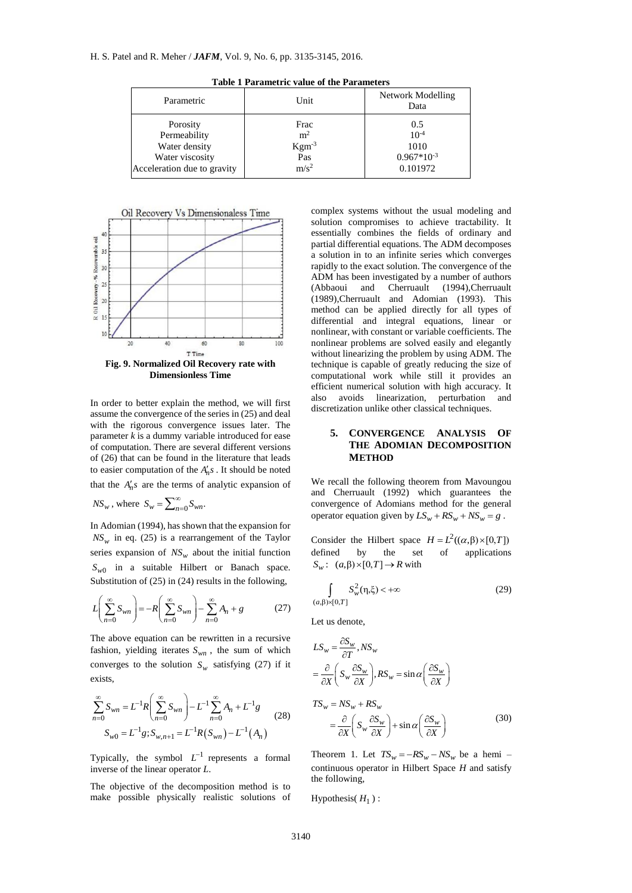**Table 1 Parametric value of the Parameters**

| Parametric | Unit | Network Modelling Data |
|---|---|---|
| Porosity | Frac | 0.5 |
| Permeability | $m^2$ | $10^{-4}$ |
| Water density | $Kgm^{-3}$ | 1010 |
| Water viscosity | Pas | $0.967*10^{-3}$ |
| Acceleration due to gravity | $m/s^2$ | 0.101972 |

**Fig. 9. Normalized Oil Recovery rate with Dimensionless Time**

In order to better explain the method, we will first assume the convergence of the series in (25) and deal with the rigorous convergence issues later. The parameter *k* is a dummy variable introduced for ease of computation. There are several different versions of (26) that can be found in the literature that leads to easier computation of the $A_n's$. It should be noted that the $A_n's$ are the terms of analytic expansion of $NS_w$, where $S_w = \sum_{n=0}^{\infty} S_{wn}$.

In Adomian (1994), has shown that the expansion for $NS_w$ in eq. (25) is a rearrangement of the Taylor series expansion of $NS_w$ about the initial function $S_{w0}$ in a suitable Hilbert or Banach space. Substitution of (25) in (24) results in the following,

$$L\left(\sum_{n=0}^{\infty} S_{wn}\right) = -R\left(\sum_{n=0}^{\infty} S_{wn}\right) - \sum_{n=0}^{\infty} A_n + g \tag{27}$$

The above equation can be rewritten in a recursive fashion, yielding iterates $S_{wn}$, the sum of which converges to the solution $S_w$ satisfying (27) if it exists,

$$\sum_{n=0}^{\infty} S_{wn} = L^{-1}R\left(\sum_{n=0}^{\infty} S_{wn}\right) - L^{-1}\sum_{n=0}^{\infty} A_n + L^{-1}g$$
$$S_{w0} = L^{-1}g; S_{w,n+1} = L^{-1}R(S_{wn}) - L^{-1}(A_n) \tag{28}$$

Typically, the symbol $L^{-1}$ represents a formal inverse of the linear operator *L*.

The objective of the decomposition method is to make possible physically realistic solutions of complex systems without the usual modeling and solution compromises to achieve tractability. It essentially combines the fields of ordinary and partial differential equations. The ADM decomposes a solution in to an infinite series which converges rapidly to the exact solution. The convergence of the ADM has been investigated by a number of authors (Abbaoui and Cherruault (1994),Cherruault (1989),Cherruault and Adomian (1993). This method can be applied directly for all types of differential and integral equations, linear or nonlinear, with constant or variable coefficients. The nonlinear problems are solved easily and elegantly without linearizing the problem by using ADM. The technique is capable of greatly reducing the size of computational work while still it provides an efficient numerical solution with high accuracy. It also avoids linearization, perturbation and discretization unlike other classical techniques.

## 5. CONVERGENCE ANALYSIS OF THE ADOMIAN DECOMPOSITION METHOD

We recall the following theorem from Mavoungou and Cherruault (1992) which guarantees the convergence of Adomians method for the general operator equation given by $LS_w + RS_w + NS_w = g$.

Consider the Hilbert space $H = L^2((\alpha,\beta)\times[0,T])$ defined by the set of applications $S_w: (a,\beta)\times[0,T] \to R$ with

$$\int_{(a,\beta)\times[0,T]} S_w^2(\eta,\xi) < +\infty \tag{29}$$

Let us denote,

$$LS_w = \frac{\partial S_w}{\partial T}, NS_w = \frac{\partial}{\partial X}\left(S_w \frac{\partial S_w}{\partial X}\right), RS_w = \sin\alpha\left(\frac{\partial S_w}{\partial X}\right)$$

$$TS_w = NS_w + RS_w = \frac{\partial}{\partial X}\left(S_w \frac{\partial S_w}{\partial X}\right) + \sin\alpha\left(\frac{\partial S_w}{\partial X}\right) \tag{30}$$

Theorem 1. Let $TS_w = -RS_w - NS_w$ be a hemi – continuous operator in Hilbert Space *H* and satisfy the following,

Hypothesis($H_1$) :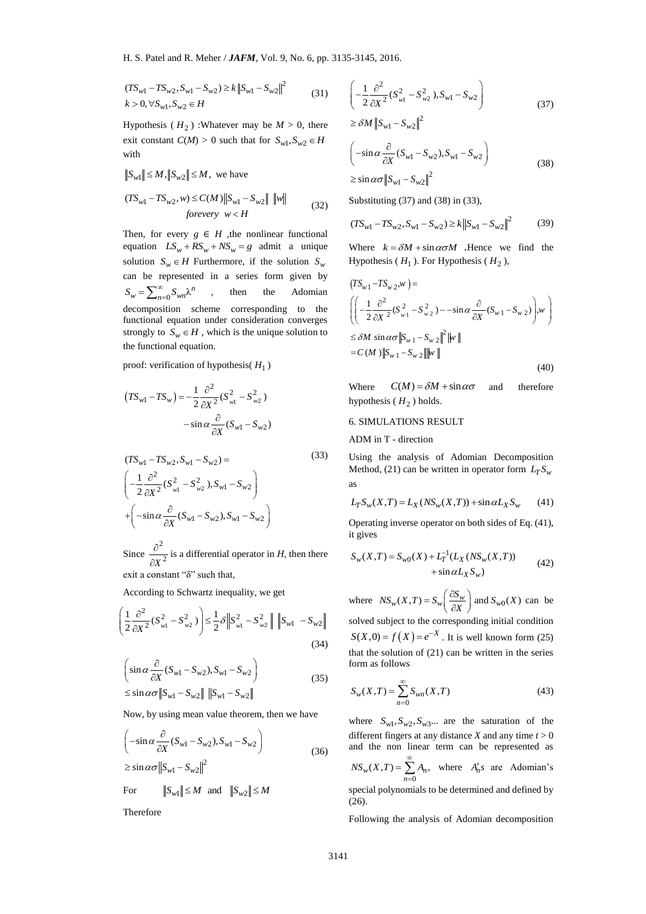$$(TS_{w1} - TS_{w2}, S_{w1} - S_{w2}) \geq k \|S_{w1} - S_{w2}\|^2$$
$$k > 0, \forall S_{w1}, S_{w2} \in H \tag{31}$$

Hypothesis ( $H_2$ ) :Whatever may be $M > 0$, there exit constant $C(M) > 0$ such that for $S_{w1}, S_{w2} \in H$ with

$\|S_{w1}\| \leq M, \|S_{w2}\| \leq M$, we have

$$(TS_{w1} - TS_{w2}, w) \leq C(M) \|S_{w1} - S_{w2}\| \ \|w\|$$
$$forevery \ \ w < H \tag{32}$$

Then, for every $g \in H$ ,the nonlinear functional equation $LS_w + RS_w + NS_w = g$ admit a unique solution $S_w \in H$ Furthermore, if the solution $S_w$ can be represented in a series form given by $S_w = \sum_{n=0}^{\infty} S_{wn} \lambda^n$ , then the Adomian decomposition scheme corresponding to the functional equation under consideration converges strongly to $S_w \in H$ , which is the unique solution to the functional equation.

proof: verification of hypothesis( $H_1$ )

$$\left(TS_{w1} - TS_w\right) = -\frac{1}{2} \frac{\partial^2}{\partial X^2} (S_{w1}^2 - S_{w2}^2) - \sin\alpha \frac{\partial}{\partial X} (S_{w1} - S_{w2})$$

$$(TS_{w1} - TS_{w2}, S_{w1} - S_{w2}) = \left( -\frac{1}{2} \frac{\partial^2}{\partial X^2} (S_{w1}^2 - S_{w2}^2), S_{w1} - S_{w2} \right) + \left( -\sin\alpha \frac{\partial}{\partial X} (S_{w1} - S_{w2}), S_{w1} - S_{w2} \right) \tag{33}$$

Since $\frac{\partial^2}{\partial X^2}$ is a differential operator in $H$, then there exit a constant "δ" such that,

According to Schwartz inequality, we get

$$\left( \frac{1}{2} \frac{\partial^2}{\partial X^2} (S_{w1}^2 - S_{w2}^2) \right) \leq \frac{1}{2} \delta \left\| S_{w1}^2 - S_{w2}^2 \right\| \ \left\| S_{w1} - S_{w2} \right\| \tag{34}$$

$$\left( \sin\alpha \frac{\partial}{\partial X} (S_{w1} - S_{w2}), S_{w1} - S_{w2} \right) \leq \sin\alpha\sigma \|S_{w1} - S_{w2}\| \ \|S_{w1} - S_{w2}\| \tag{35}$$

Now, by using mean value theorem, then we have

$$\left( -\sin\alpha \frac{\partial}{\partial X} (S_{w1} - S_{w2}), S_{w1} - S_{w2} \right) \geq \sin\alpha\sigma \|S_{w1} - S_{w2}\|^2 \tag{36}$$

For $\quad \|S_{w1}\| \leq M$ and $\|S_{w2}\| \leq M$

Therefore

$$\left( -\frac{1}{2} \frac{\partial^2}{\partial X^2} (S_{w1}^2 - S_{w2}^2), S_{w1} - S_{w2} \right) \geq \delta M \|S_{w1} - S_{w2}\|^2 \tag{37}$$

$$\left( -\sin\alpha \frac{\partial}{\partial X} (S_{w1} - S_{w2}), S_{w1} - S_{w2} \right) \geq \sin\alpha\sigma \|S_{w1} - S_{w2}\|^2 \tag{38}$$

Substituting (37) and (38) in (33),

$$(TS_{w1} - TS_{w2}, S_{w1} - S_{w2}) \geq k \|S_{w1} - S_{w2}\|^2 \tag{39}$$

Where $k = \delta M + \sin\alpha\sigma M$ .Hence we find the Hypothesis ( $H_1$ ). For Hypothesis ( $H_2$ ),

$$\begin{aligned}
&\left(TS_{w1} - TS_{w2}, w\right) = \\
&\left( \left( -\frac{1}{2} \frac{\partial^2}{\partial X^2} (S_{w1}^2 - S_{w2}^2) - -\sin\alpha \frac{\partial}{\partial X} (S_{w1} - S_{w2}) \right), w \right) \\
&\leq \delta M \ \sin\alpha\sigma \|S_{w1} - S_{w2}\|^2 \|w\| \\
&= C(M) \|S_{w1} - S_{w2}\| \|w\|
\end{aligned} \tag{40}$$

Where $C(M) = \delta M + \sin\alpha\sigma$ and therefore hypothesis ( $H_2$ ) holds.

## 6. SIMULATIONS RESULT

ADM in T - direction

Using the analysis of Adomian Decomposition Method, (21) can be written in operator form $L_T S_w$ as

$$L_T S_w(X,T) = L_X(NS_w(X,T)) + \sin\alpha L_X S_w \tag{41}$$

Operating inverse operator on both sides of Eq. (41), it gives

$$S_w(X,T) = S_{w0}(X) + L_T^{-1}(L_X(NS_w(X,T)) + \sin\alpha L_X S_w) \tag{42}$$

where $NS_w(X,T) = S_w \left( \frac{\partial S_w}{\partial X} \right)$ and $S_{w0}(X)$ can be solved subject to the corresponding initial condition $S(X,0) = f(X) = e^{-X}$ . It is well known form (25) that the solution of (21) can be written in the series form as follows

$$S_w(X,T) = \sum_{n=0}^{\infty} S_{wn}(X,T) \tag{43}$$

where $S_{w1}, S_{w2}, S_{w3} ...$ are the saturation of the different fingers at any distance $X$ and any time $t > 0$ and the non linear term can be represented as $NS_w(X,T) = \sum_{n=0}^{\infty} A_n$, where $A_n' s$ are Adomian's special polynomials to be determined and defined by (26).

Following the analysis of Adomian decomposition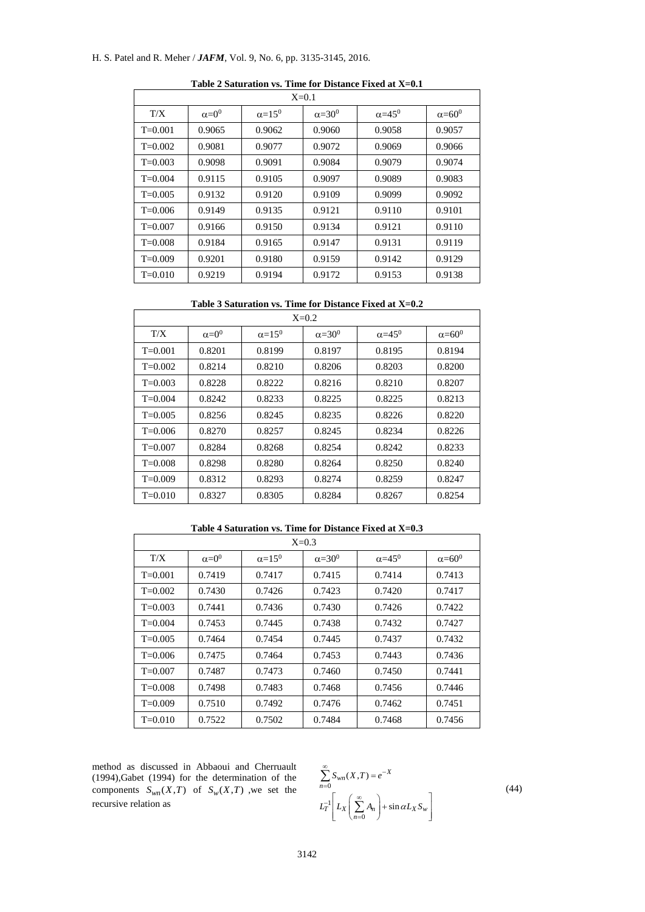**Table 2 Saturation vs. Time for Distance Fixed at X=0.1**

| X=0.1 | | | | | |
|---|---|---|---|---|---|
| T/X | $\alpha=0^0$ | $\alpha=15^0$ | $\alpha=30^0$ | $\alpha=45^0$ | $\alpha=60^0$ |
| T=0.001 | 0.9065 | 0.9062 | 0.9060 | 0.9058 | 0.9057 |
| T=0.002 | 0.9081 | 0.9077 | 0.9072 | 0.9069 | 0.9066 |
| T=0.003 | 0.9098 | 0.9091 | 0.9084 | 0.9079 | 0.9074 |
| T=0.004 | 0.9115 | 0.9105 | 0.9097 | 0.9089 | 0.9083 |
| T=0.005 | 0.9132 | 0.9120 | 0.9109 | 0.9099 | 0.9092 |
| T=0.006 | 0.9149 | 0.9135 | 0.9121 | 0.9110 | 0.9101 |
| T=0.007 | 0.9166 | 0.9150 | 0.9134 | 0.9121 | 0.9110 |
| T=0.008 | 0.9184 | 0.9165 | 0.9147 | 0.9131 | 0.9119 |
| T=0.009 | 0.9201 | 0.9180 | 0.9159 | 0.9142 | 0.9129 |
| T=0.010 | 0.9219 | 0.9194 | 0.9172 | 0.9153 | 0.9138 |

**Table 3 Saturation vs. Time for Distance Fixed at X=0.2**

| X=0.2 | | | | | |
|---|---|---|---|---|---|
| T/X | $\alpha=0^0$ | $\alpha=15^0$ | $\alpha=30^0$ | $\alpha=45^0$ | $\alpha=60^0$ |
| T=0.001 | 0.8201 | 0.8199 | 0.8197 | 0.8195 | 0.8194 |
| T=0.002 | 0.8214 | 0.8210 | 0.8206 | 0.8203 | 0.8200 |
| T=0.003 | 0.8228 | 0.8222 | 0.8216 | 0.8210 | 0.8207 |
| T=0.004 | 0.8242 | 0.8233 | 0.8225 | 0.8225 | 0.8213 |
| T=0.005 | 0.8256 | 0.8245 | 0.8235 | 0.8226 | 0.8220 |
| T=0.006 | 0.8270 | 0.8257 | 0.8245 | 0.8234 | 0.8226 |
| T=0.007 | 0.8284 | 0.8268 | 0.8254 | 0.8242 | 0.8233 |
| T=0.008 | 0.8298 | 0.8280 | 0.8264 | 0.8250 | 0.8240 |
| T=0.009 | 0.8312 | 0.8293 | 0.8274 | 0.8259 | 0.8247 |
| T=0.010 | 0.8327 | 0.8305 | 0.8284 | 0.8267 | 0.8254 |

**Table 4 Saturation vs. Time for Distance Fixed at X=0.3**

| X=0.3 | | | | | |
|---|---|---|---|---|---|
| T/X | $\alpha=0^0$ | $\alpha=15^0$ | $\alpha=30^0$ | $\alpha=45^0$ | $\alpha=60^0$ |
| T=0.001 | 0.7419 | 0.7417 | 0.7415 | 0.7414 | 0.7413 |
| T=0.002 | 0.7430 | 0.7426 | 0.7423 | 0.7420 | 0.7417 |
| T=0.003 | 0.7441 | 0.7436 | 0.7430 | 0.7426 | 0.7422 |
| T=0.004 | 0.7453 | 0.7445 | 0.7438 | 0.7432 | 0.7427 |
| T=0.005 | 0.7464 | 0.7454 | 0.7445 | 0.7437 | 0.7432 |
| T=0.006 | 0.7475 | 0.7464 | 0.7453 | 0.7443 | 0.7436 |
| T=0.007 | 0.7487 | 0.7473 | 0.7460 | 0.7450 | 0.7441 |
| T=0.008 | 0.7498 | 0.7483 | 0.7468 | 0.7456 | 0.7446 |
| T=0.009 | 0.7510 | 0.7492 | 0.7476 | 0.7462 | 0.7451 |
| T=0.010 | 0.7522 | 0.7502 | 0.7484 | 0.7468 | 0.7456 |

method as discussed in Abbaoui and Cherruault (1994),Gabet (1994) for the determination of the components $S_{wn}(X,T)$ of $S_w(X,T)$ ,we set the recursive relation as

$$\sum_{n=0}^{\infty} S_{wn}(X,T) = e^{-X}$$
$$L_T^{-1}\left[ L_X\left( \sum_{n=0}^{\infty} A_n \right) + \sin\alpha L_X S_w \right] \tag{44}$$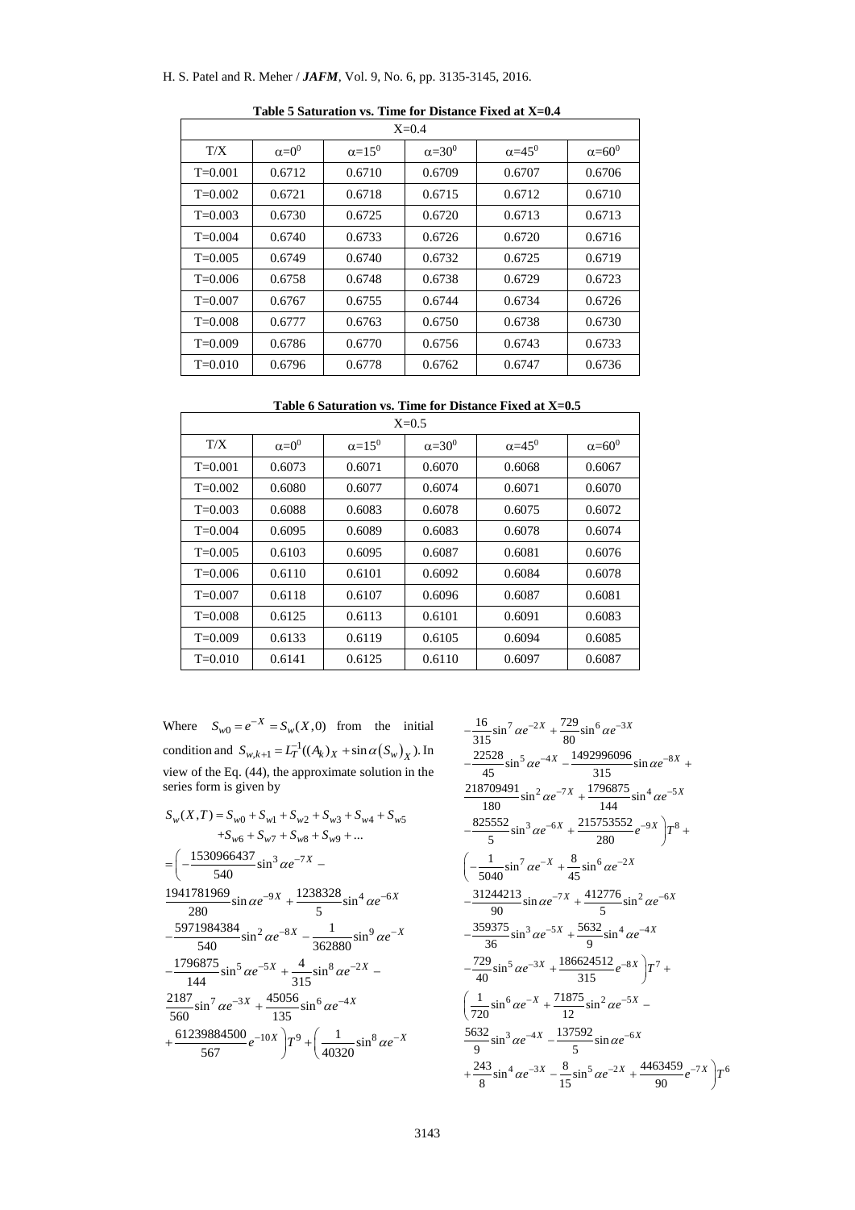**Table 5 Saturation vs. Time for Distance Fixed at X=0.4**

| X=0.4 | | | | | |
|---|---|---|---|---|---|
| T/X | $\alpha=0^0$ | $\alpha=15^0$ | $\alpha=30^0$ | $\alpha=45^0$ | $\alpha=60^0$ |
| T=0.001 | 0.6712 | 0.6710 | 0.6709 | 0.6707 | 0.6706 |
| T=0.002 | 0.6721 | 0.6718 | 0.6715 | 0.6712 | 0.6710 |
| T=0.003 | 0.6730 | 0.6725 | 0.6720 | 0.6713 | 0.6713 |
| T=0.004 | 0.6740 | 0.6733 | 0.6726 | 0.6720 | 0.6716 |
| T=0.005 | 0.6749 | 0.6740 | 0.6732 | 0.6725 | 0.6719 |
| T=0.006 | 0.6758 | 0.6748 | 0.6738 | 0.6729 | 0.6723 |
| T=0.007 | 0.6767 | 0.6755 | 0.6744 | 0.6734 | 0.6726 |
| T=0.008 | 0.6777 | 0.6763 | 0.6750 | 0.6738 | 0.6730 |
| T=0.009 | 0.6786 | 0.6770 | 0.6756 | 0.6743 | 0.6733 |
| T=0.010 | 0.6796 | 0.6778 | 0.6762 | 0.6747 | 0.6736 |

**Table 6 Saturation vs. Time for Distance Fixed at X=0.5**

| X=0.5 | | | | | |
|---|---|---|---|---|---|
| T/X | $\alpha=0^0$ | $\alpha=15^0$ | $\alpha=30^0$ | $\alpha=45^0$ | $\alpha=60^0$ |
| T=0.001 | 0.6073 | 0.6071 | 0.6070 | 0.6068 | 0.6067 |
| T=0.002 | 0.6080 | 0.6077 | 0.6074 | 0.6071 | 0.6070 |
| T=0.003 | 0.6088 | 0.6083 | 0.6078 | 0.6075 | 0.6072 |
| T=0.004 | 0.6095 | 0.6089 | 0.6083 | 0.6078 | 0.6074 |
| T=0.005 | 0.6103 | 0.6095 | 0.6087 | 0.6081 | 0.6076 |
| T=0.006 | 0.6110 | 0.6101 | 0.6092 | 0.6084 | 0.6078 |
| T=0.007 | 0.6118 | 0.6107 | 0.6096 | 0.6087 | 0.6081 |
| T=0.008 | 0.6125 | 0.6113 | 0.6101 | 0.6091 | 0.6083 |
| T=0.009 | 0.6133 | 0.6119 | 0.6105 | 0.6094 | 0.6085 |
| T=0.010 | 0.6141 | 0.6125 | 0.6110 | 0.6097 | 0.6087 |

Where $S_{w0} = e^{-X} = S_w(X,0)$ from the initial condition and $S_{w,k+1} = L_T^{-1}((A_k)_X + \sin\alpha(S_w)_X)$. In view of the Eq. (44), the approximate solution in the series form is given by

$$
\begin{aligned}
S_w(X,T) &= S_{w0} + S_{w1} + S_{w2} + S_{w3} + S_{w4} + S_{w5} \\
&\quad + S_{w6} + S_{w7} + S_{w8} + S_{w9} + ... \\
&= \Big( -\frac{1530966437}{540}\sin^3\alpha e^{-7X} - \\
&\frac{1941781969}{280}\sin\alpha e^{-9X} + \frac{1238328}{5}\sin^4\alpha e^{-6X} \\
&-\frac{5971984384}{540}\sin^2\alpha e^{-8X} - \frac{1}{362880}\sin^9\alpha e^{-X} \\
&-\frac{1796875}{144}\sin^5\alpha e^{-5X} + \frac{4}{315}\sin^8\alpha e^{-2X} - \\
&\frac{2187}{560}\sin^7\alpha e^{-3X} + \frac{45056}{135}\sin^6\alpha e^{-4X} \\
&+\frac{61239884500}{567}e^{-10X}\Big)T^9 + \Big(\frac{1}{40320}\sin^8\alpha e^{-X} \\
&-\frac{16}{315}\sin^7\alpha e^{-2X} + \frac{729}{80}\sin^6\alpha e^{-3X} \\
&-\frac{22528}{45}\sin^5\alpha e^{-4X} - \frac{1492996096}{315}\sin\alpha e^{-8X} + \\
&\frac{218709491}{180}\sin^2\alpha e^{-7X} + \frac{1796875}{144}\sin^4\alpha e^{-5X} \\
&-\frac{825552}{5}\sin^3\alpha e^{-6X} + \frac{215753552}{280}e^{-9X}\Big)T^8 + \\
&\Big(-\frac{1}{5040}\sin^7\alpha e^{-X} + \frac{8}{45}\sin^6\alpha e^{-2X} \\
&-\frac{31244213}{90}\sin\alpha e^{-7X} + \frac{412776}{5}\sin^2\alpha e^{-6X} \\
&-\frac{359375}{36}\sin^3\alpha e^{-5X} + \frac{5632}{9}\sin^4\alpha e^{-4X} \\
&-\frac{729}{40}\sin^5\alpha e^{-3X} + \frac{186624512}{315}e^{-8X}\Big)T^7 + \\
&\Big(\frac{1}{720}\sin^6\alpha e^{-X} + \frac{71875}{12}\sin^2\alpha e^{-5X} - \\
&\frac{5632}{9}\sin^3\alpha e^{-4X} - \frac{137592}{5}\sin\alpha e^{-6X} \\
&+\frac{243}{8}\sin^4\alpha e^{-3X} - \frac{8}{15}\sin^5\alpha e^{-2X} + \frac{4463459}{90}e^{-7X}\Big)T^6
\end{aligned}
$$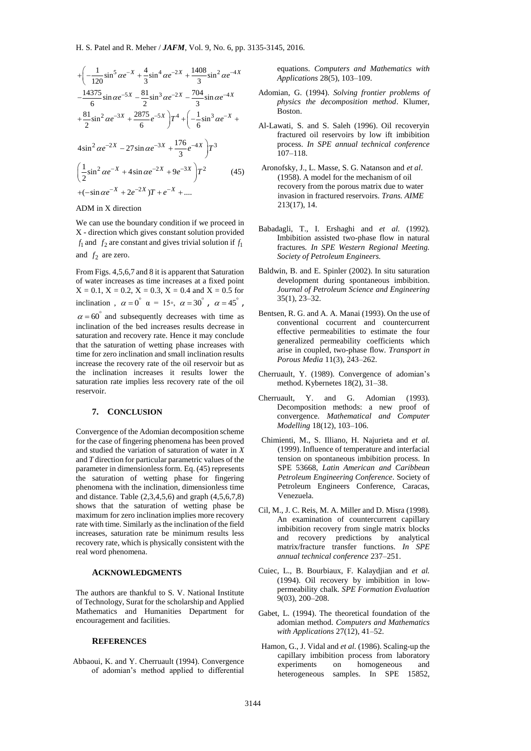$$+\left(-\frac{1}{120}\sin^5\alpha e^{-X}+\frac{4}{3}\sin^4\alpha e^{-2X}+\frac{1408}{3}\sin^2\alpha e^{-4X}\right.$$
$$-\frac{14375}{6}\sin\alpha e^{-5X}-\frac{81}{2}\sin^3\alpha e^{-2X}-\frac{704}{3}\sin\alpha e^{-4X}$$
$$\left.+\frac{81}{2}\sin^2\alpha e^{-3X}+\frac{2875}{6}e^{-5X}\right)T^4+\left(-\frac{1}{6}\sin^3\alpha e^{-X}+\right.$$
$$\left.4\sin^2\alpha e^{-2X}-27\sin\alpha e^{-3X}+\frac{176}{3}e^{-4X}\right)T^3$$
$$\left(\frac{1}{2}\sin^2\alpha e^{-X}+4\sin\alpha e^{-2X}+9e^{-3X}\right)T^2 \tag{45}$$
$$+(-\sin\alpha e^{-X}+2e^{-2X})T+e^{-X}+....$$

ADM in X direction

We can use the boundary condition if we proceed in X - direction which gives constant solution provided $f_1$ and $f_2$ are constant and gives trivial solution if $f_1$ and $f_2$ are zero.

From Figs. 4,5,6,7 and 8 it is apparent that Saturation of water increases as time increases at a fixed point X = 0.1, X = 0.2, X = 0.3, X = 0.4 and X = 0.5 for inclination , $\alpha = 0^\circ$ $\alpha = 15^\circ$, $\alpha = 30^\circ$, $\alpha = 45^\circ$, $\alpha = 60^\circ$ and subsequently decreases with time as inclination of the bed increases results decrease in saturation and recovery rate. Hence it may conclude that the saturation of wetting phase increases with time for zero inclination and small inclination results increase the recovery rate of the oil reservoir but as the inclination increases it results lower the saturation rate implies less recovery rate of the oil reservoir.

## 7. CONCLUSION

Convergence of the Adomian decomposition scheme for the case of fingering phenomena has been proved and studied the variation of saturation of water in *X* and *T* direction for particular parametric values of the parameter in dimensionless form. Eq. (45) represents the saturation of wetting phase for fingering phenomena with the inclination, dimensionless time and distance. Table (2,3,4,5,6) and graph (4,5,6,7,8) shows that the saturation of wetting phase be maximum for zero inclination implies more recovery rate with time. Similarly as the inclination of the field increases, saturation rate be minimum results less recovery rate, which is physically consistent with the real word phenomena.

### ACKNOWLEDGMENTS

The authors are thankful to S. V. National Institute of Technology, Surat for the scholarship and Applied Mathematics and Humanities Department for encouragement and facilities.

### REFERENCES

Abbaoui, K. and Y. Cherruault (1994). Convergence of adomian's method applied to differential equations. *Computers and Mathematics with Applications* 28(5), 103–109.

Adomian, G. (1994). *Solving frontier problems of physics the decomposition method*. Klumer, Boston.

Al-Lawati, S. and S. Saleh (1996). Oil recoveryin fractured oil reservoirs by low ift imbibition process. *In SPE annual technical conference* 107–118.

Aronofsky, J., L. Masse, S. G. Natanson and *et al*. (1958). A model for the mechanism of oil recovery from the porous matrix due to water invasion in fractured reservoirs. *Trans. AIME* 213(17), 14.

Babadagli, T., I. Ershaghi and *et al.* (1992). Imbibition assisted two-phase flow in natural fractures*. In SPE Western Regional Meeting. Society of Petroleum Engineers.*

Baldwin, B. and E. Spinler (2002). In situ saturation development during spontaneous imbibition. *Journal of Petroleum Science and Engineering* 35(1), 23–32.

Bentsen, R. G. and A. A. Manai (1993). On the use of conventional cocurrent and countercurrent effective permeabilities to estimate the four generalized permeability coefficients which arise in coupled, two-phase flow. *Transport in Porous Media* 11(3), 243–262.

Cherruault, Y. (1989). Convergence of adomian's method. Kybernetes 18(2), 31–38.

Cherruault, Y. and G. Adomian (1993). Decomposition methods: a new proof of convergence. *Mathematical and Computer Modelling* 18(12), 103–106.

Chimienti, M., S. Illiano, H. Najurieta and *et al.* (1999). Influence of temperature and interfacial tension on spontaneous imbibition process. In SPE 53668, *Latin American and Caribbean Petroleum Engineering Conference*. Society of Petroleum Engineers Conference, Caracas, Venezuela.

Cil, M., J. C. Reis, M. A. Miller and D. Misra (1998). An examination of countercurrent capillary imbibition recovery from single matrix blocks and recovery predictions by analytical matrix/fracture transfer functions. *In SPE annual technical conference* 237–251.

Cuiec, L., B. Bourbiaux, F. Kalaydjian and *et al.* (1994). Oil recovery by imbibition in low-permeability chalk. *SPE Formation Evaluation* 9(03), 200–208.

Gabet, L. (1994). The theoretical foundation of the adomian method. *Computers and Mathematics with Applications* 27(12), 41–52.

Hamon, G., J. Vidal and *et al.* (1986). Scaling-up the capillary imbibition process from laboratory experiments on homogeneous and heterogeneous samples. In SPE 15852,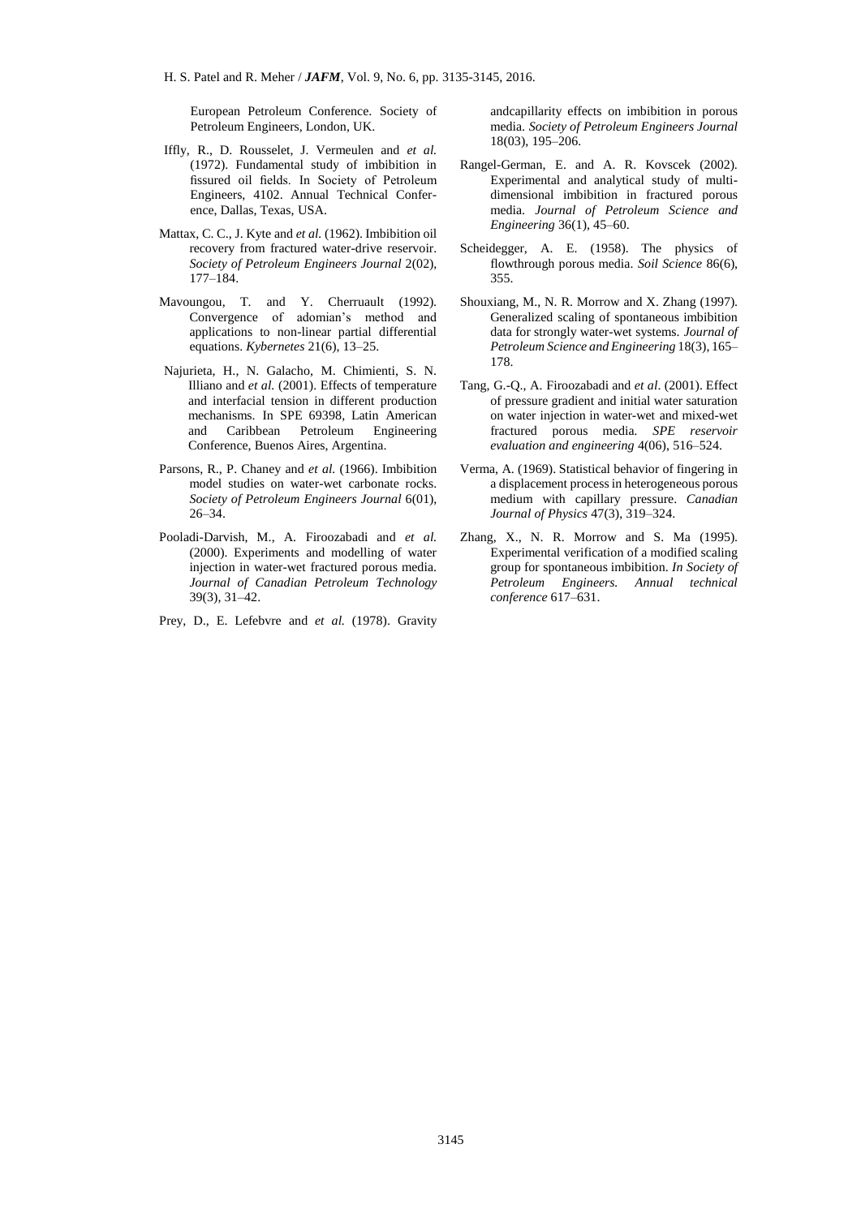European Petroleum Conference. Society of Petroleum Engineers, London, UK.

Iffly, R., D. Rousselet, J. Vermeulen and *et al.* (1972). Fundamental study of imbibition in fissured oil fields. In Society of Petroleum Engineers, 4102. Annual Technical Conference, Dallas, Texas, USA.

Mattax, C. C., J. Kyte and *et al.* (1962). Imbibition oil recovery from fractured water-drive reservoir. *Society of Petroleum Engineers Journal* 2(02), 177–184.

Mavoungou, T. and Y. Cherruault (1992). Convergence of adomian's method and applications to non-linear partial differential equations. *Kybernetes* 21(6), 13–25.

Najurieta, H., N. Galacho, M. Chimienti, S. N. Illiano and *et al.* (2001). Effects of temperature and interfacial tension in different production mechanisms. In SPE 69398, Latin American and Caribbean Petroleum Engineering Conference, Buenos Aires, Argentina.

Parsons, R., P. Chaney and *et al.* (1966). Imbibition model studies on water-wet carbonate rocks. *Society of Petroleum Engineers Journal* 6(01), 26–34.

Pooladi-Darvish, M., A. Firoozabadi and *et al.* (2000). Experiments and modelling of water injection in water-wet fractured porous media. *Journal of Canadian Petroleum Technology* 39(3), 31–42.

Prey, D., E. Lefebvre and *et al.* (1978). Gravity andcapillarity effects on imbibition in porous media. *Society of Petroleum Engineers Journal* 18(03), 195–206.

Rangel-German, E. and A. R. Kovscek (2002). Experimental and analytical study of multi-dimensional imbibition in fractured porous media. *Journal of Petroleum Science and Engineering* 36(1), 45–60.

Scheidegger, A. E. (1958). The physics of flowthrough porous media. *Soil Science* 86(6), 355.

Shouxiang, M., N. R. Morrow and X. Zhang (1997). Generalized scaling of spontaneous imbibition data for strongly water-wet systems. *Journal of Petroleum Science and Engineering* 18(3), 165–178.

Tang, G.-Q., A. Firoozabadi and *et al*. (2001). Effect of pressure gradient and initial water saturation on water injection in water-wet and mixed-wet fractured porous media. *SPE reservoir evaluation and engineering* 4(06), 516–524.

Verma, A. (1969). Statistical behavior of fingering in a displacement process in heterogeneous porous medium with capillary pressure. *Canadian Journal of Physics* 47(3), 319–324.

Zhang, X., N. R. Morrow and S. Ma (1995). Experimental verification of a modified scaling group for spontaneous imbibition. *In Society of Petroleum Engineers. Annual technical conference* 617–631.